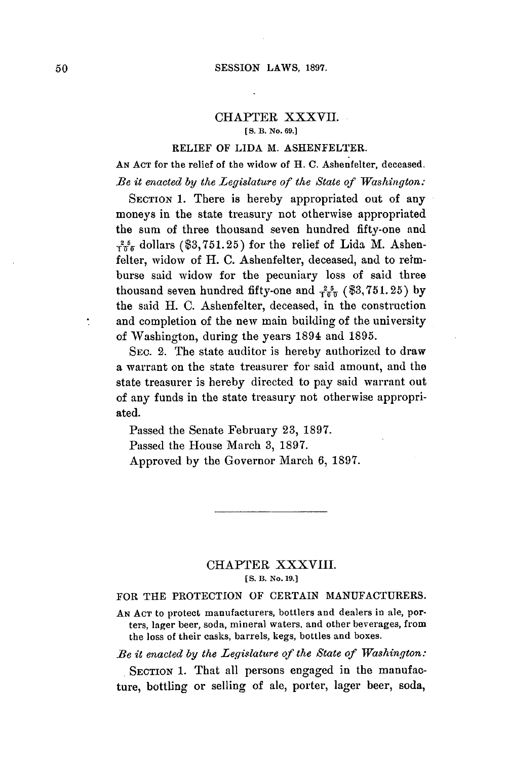## CHAPTER XXXVII.

[S. B. No. 69.]

### RELIEF OF LIDA M. ASHENFELTER.

AN ACT for the relief of the widow of H. C. Ashenfelter, deceased.

*Be it enacted by the Legislature of the State of Washington:*

SECTION 1. There is hereby appropriated out of any moneys in the state treasury not otherwise appropriated the sum of three thousand seven hundred fifty-one and $\frac{25}{100}$ dollars ($3,751.25) for the relief of Lida M. Ashenfelter, widow of H. C. Ashenfelter, deceased, and to reimburse said widow for the pecuniary loss of said three thousand seven hundred fifty-one and $\frac{25}{100}$ ($3,751.25) by the said H. C. Ashenfelter, deceased, in the construction and completion of the new main building of the university of Washington, during the years 1894 and 1895.

SEC. 2. The state auditor is hereby authorized to draw a warrant on the state treasurer for said amount, and the state treasurer is hereby directed to pay said warrant out of any funds in the state treasury not otherwise appropriated.

Passed the Senate February 23, 1897.

Passed the House March 3, 1897.

Approved by the Governor March 6, 1897.

---

## CHAPTER XXXVIII.

[S. B. No. 19.]

### FOR THE PROTECTION OF CERTAIN MANUFACTURERS.

AN ACT to protect manufacturers, bottlers and dealers in ale, porters, lager beer, soda, mineral waters, and other beverages, from the loss of their casks, barrels, kegs, bottles and boxes.

*Be it enacted by the Legislature of the State of Washington:*

SECTION 1. That all persons engaged in the manufacture, bottling or selling of ale, porter, lager beer, soda,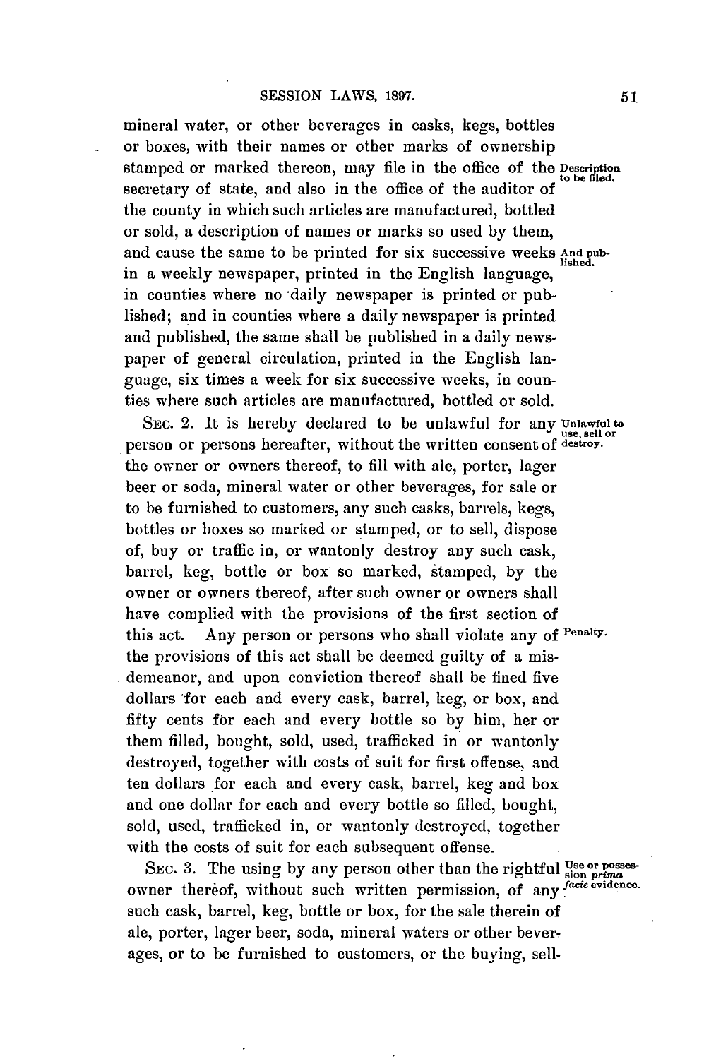mineral water, or other beverages in casks, kegs, bottles or boxes, with their names or other marks of ownership stamped or marked thereon, may file in the office of the secretary of state, and also in the office of the auditor of the county in which such articles are manufactured, bottled or sold, a description of names or marks so used by them, and cause the same to be printed for six successive weeks in a weekly newspaper, printed in the English language, in counties where no daily newspaper is printed or published; and in counties where a daily newspaper is printed and published, the same shall be published in a daily newspaper of general circulation, printed in the English language, six times a week for six successive weeks, in counties where such articles are manufactured, bottled or sold.

Description to be filed.

And published.

SEC. 2. It is hereby declared to be unlawful for any person or persons hereafter, without the written consent of the owner or owners thereof, to fill with ale, porter, lager beer or soda, mineral water or other beverages, for sale or to be furnished to customers, any such casks, barrels, kegs, bottles or boxes so marked or stamped, or to sell, dispose of, buy or traffic in, or wantonly destroy any such cask, barrel, keg, bottle or box so marked, stamped, by the owner or owners thereof, after such owner or owners shall have complied with the provisions of the first section of this act. Any person or persons who shall violate any of the provisions of this act shall be deemed guilty of a misdemeanor, and upon conviction thereof shall be fined five dollars for each and every cask, barrel, keg, or box, and fifty cents for each and every bottle so by him, her or them filled, bought, sold, used, trafficked in or wantonly destroyed, together with costs of suit for first offense, and ten dollars for each and every cask, barrel, keg and box and one dollar for each and every bottle so filled, bought, sold, used, trafficked in, or wantonly destroyed, together with the costs of suit for each subsequent offense.

Unlawful to use, sell or destroy.

Penalty.

SEC. 3. The using by any person other than the rightful owner thereof, without such written permission, of any such cask, barrel, keg, bottle or box, for the sale therein of ale, porter, lager beer, soda, mineral waters or other beverages, or to be furnished to customers, or the buying, sell-

Use or possession *prima facie* evidence.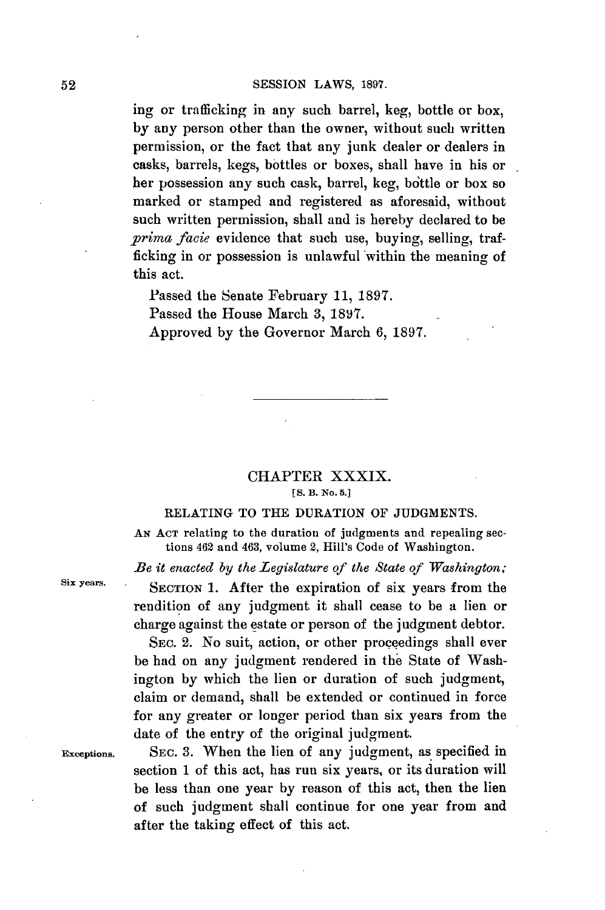ing or trafficking in any such barrel, keg, bottle or box, by any person other than the owner, without such written permission, or the fact that any junk dealer or dealers in casks, barrels, kegs, bottles or boxes, shall have in his or her possession any such cask, barrel, keg, bottle or box so marked or stamped and registered as aforesaid, without such written permission, shall and is hereby declared to be *prima facie* evidence that such use, buying, selling, trafficking in or possession is unlawful within the meaning of this act.

Passed the Senate February 11, 1897.
Passed the House March 3, 1897.
Approved by the Governor March 6, 1897.

---

## CHAPTER XXXIX.

[S. B. No. 5.]

### RELATING TO THE DURATION OF JUDGMENTS.

AN ACT relating to the duration of judgments and repealing sections 462 and 463, volume 2, Hill's Code of Washington.

*Be it enacted by the Legislature of the State of Washington:*

Six years.

SECTION 1. After the expiration of six years from the rendition of any judgment it shall cease to be a lien or charge against the estate or person of the judgment debtor.

SEC. 2. No suit, action, or other proceedings shall ever be had on any judgment rendered in the State of Washington by which the lien or duration of such judgment, claim or demand, shall be extended or continued in force for any greater or longer period than six years from the date of the entry of the original judgment.

Exceptions.

SEC. 3. When the lien of any judgment, as specified in section 1 of this act, has run six years, or its duration will be less than one year by reason of this act, then the lien of such judgment shall continue for one year from and after the taking effect of this act.